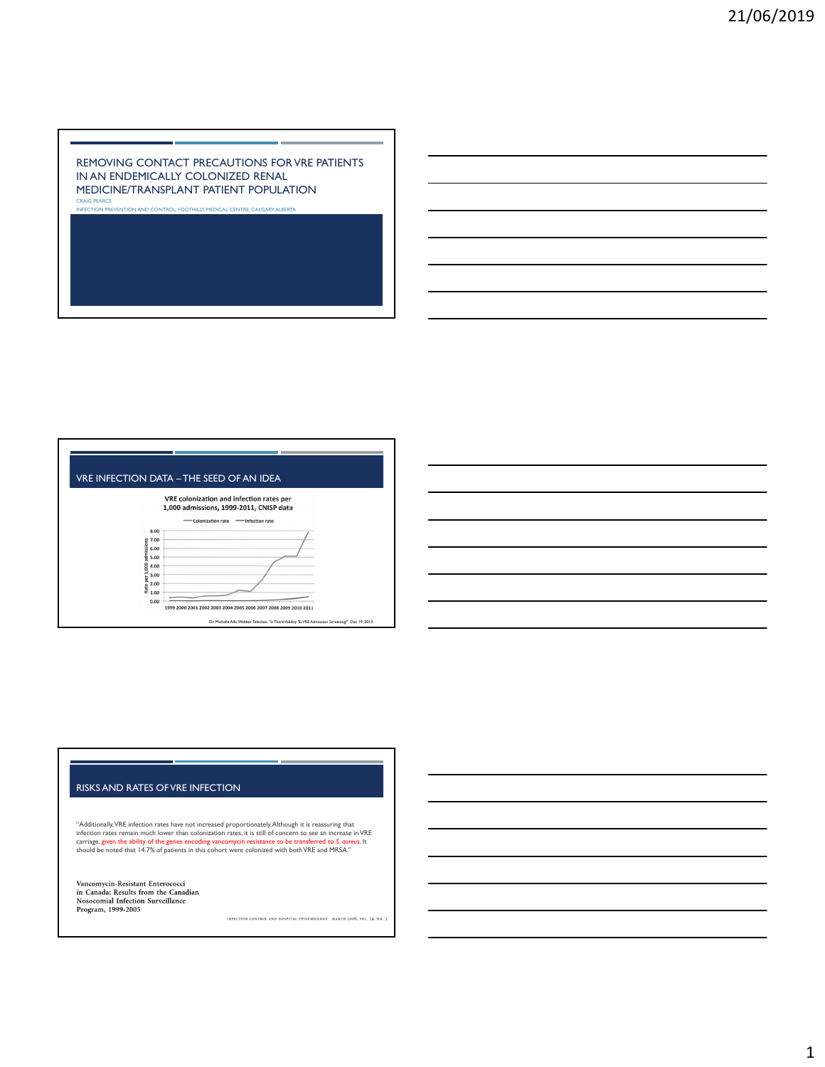# REMOVING CONTACT PRECAUTIONS FOR VRE PATIENTS IN AN ENDEMICALLY COLONIZED RENAL MEDICINE/TRANSPLANT PATIENT POPULATION

CRAIG PEARCE

INFECTION PREVENTION AND CONTROL, FOOTHILLS MEDICAL CENTRE, CALGARY, ALBERTA

## VRE INFECTION DATA – THE SEED OF AN IDEA

**VRE colonization and infection rates per 1,000 admissions, 1999-2011, CNISP data**

Colonization rate — Infection rate

Rate per 1,000 admissions: 0.00, 1.00, 2.00, 3.00, 4.00, 5.00, 6.00, 7.00, 8.00

1999 2000 2001 2002 2003 2004 2005 2006 2007 2008 2009 2010 2011

Dr. Michelle Alfa, Webber Teleclass, "Is There Validity To VRE Admission Screening?" Dec 19, 2013

## RISKS AND RATES OF VRE INFECTION

"Additionally, VRE infection rates have not increased proportionately. Although it is reassuring that infection rates remain much lower than colonization rates, it is still of concern to see an increase in VRE carriage, given the ability of the genes encoding vancomycin resistance to be transferred to *S. aureus*. It should be noted that 14.7% of patients in this cohort were colonized with both VRE and MRSA."

**Vancomycin-Resistant Enterococci in Canada: Results from the Canadian Nosocomial Infection Surveillance Program, 1999-2005**

INFECTION CONTROL AND HOSPITAL EPIDEMIOLOGY MARCH 2008, VOL. 29, NO. 3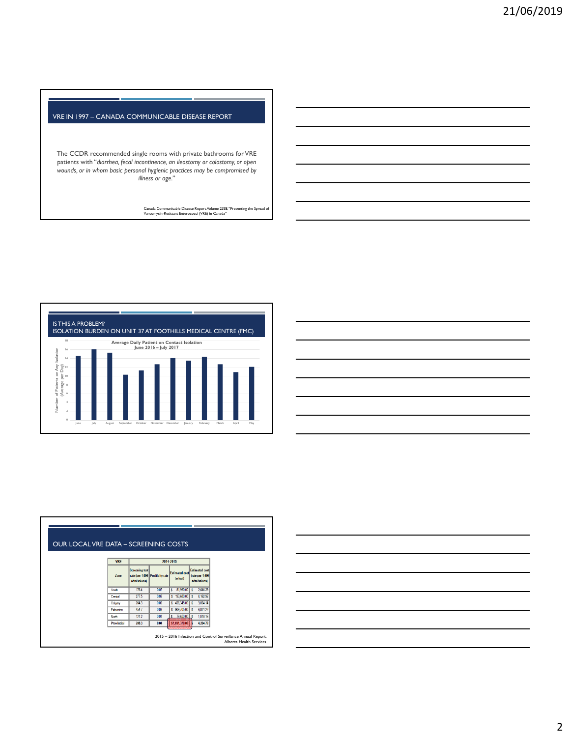## VRE IN 1997 – CANADA COMMUNICABLE DISEASE REPORT

The CCDR recommended single rooms with private bathrooms for VRE patients with "*diarrhea, fecal incontinence, an ileostomy or colostomy, or open wounds, or in whom basic personal hygienic practices may be compromised by illness or age.*"

Canada Communicable Disease Report, Volume 23S8, "Preventing the Spread of Vancomycin-Resistant Enterococci (VRE) in Canada"

## IS THIS A PROBLEM? ISOLATION BURDEN ON UNIT 37 AT FOOTHILLS MEDICAL CENTRE (FMC)

**Average Daily Patient on Contact Isolation June 2016 – July 2017**

Number of Patients on Any Isolation (Average per Day)

| Month | Average |
|---|---|
| June | ~14.6 |
| July | ~16 |
| August | ~15.2 |
| September | ~10.3 |
| October | ~11.3 |
| November | ~12.7 |
| December | ~14 |
| January | ~13.4 |
| February | ~14.3 |
| March | ~12.7 |
| April | ~10.9 |
| May | ~12.1 |

## OUR LOCAL VRE DATA – SCREENING COSTS

| VRE | 2014-2015 | | | |
|---|---|---|---|---|
| Zone | Screening test rate (per 1,000 admissions) | Positivity rate | Estimated cost (actual) | Estimated cost (rate per 1,000 admissions) |
| South | 176.4 | 0.07 | $ 81,990.00 | $ 2,646.29 |
| Central | 277.5 | 0.02 | $ 193,680.00 | $ 4,162.92 |
| Calgary | 204.3 | 0.06 | $ 426,345.00 | $ 3,064.14 |
| Edmonton | 454.7 | 0.03 | $ 909,705.00 | $ 6,821.22 |
| North | 121.2 | 0.01 | $ 79,650.00 | $ 1,818.16 |
| **Provincial** | **286.3** | **0.04** | **$1,691,370.00** | **$ 4,294.78** |

2015 – 2016 Infection and Control Surveillance Annual Report, Alberta Health Services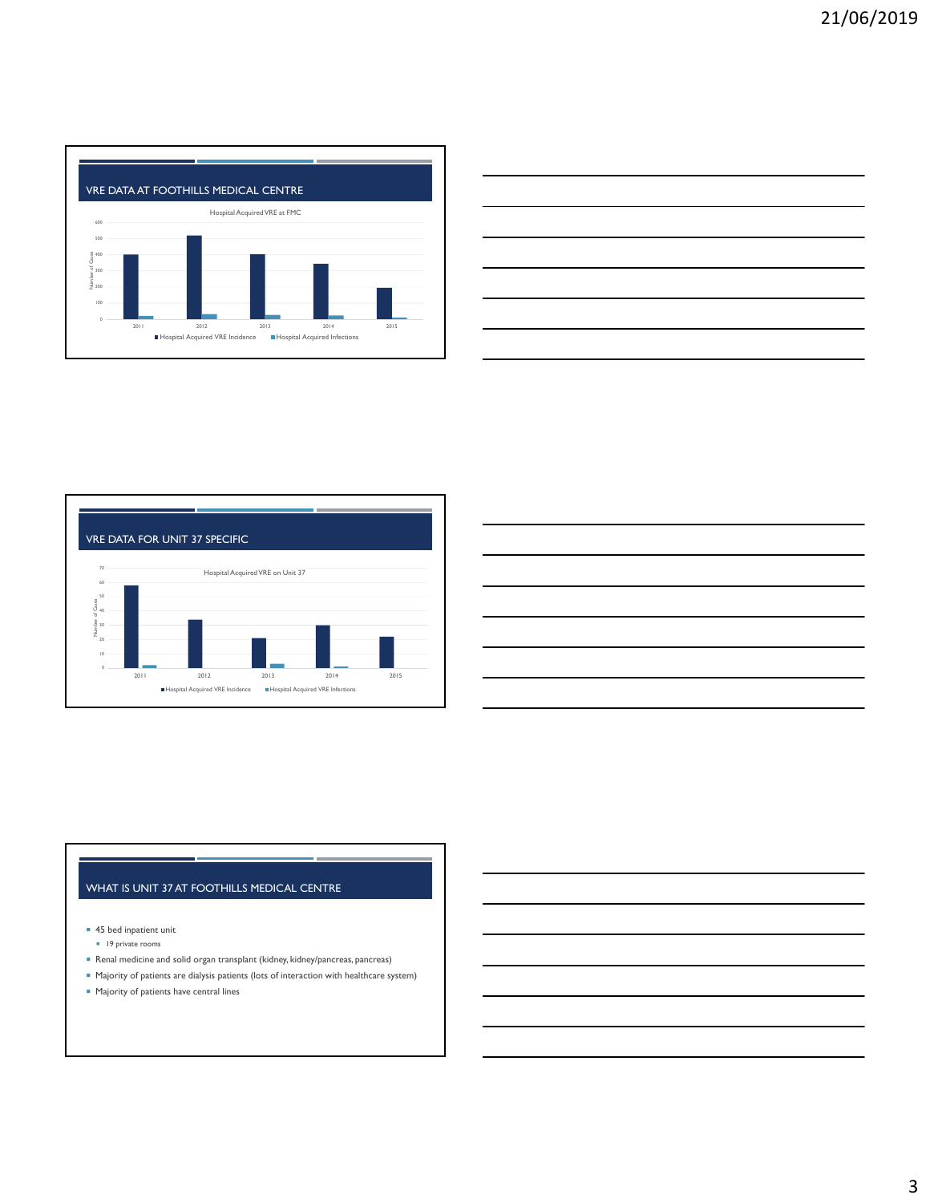## VRE DATA AT FOOTHILLS MEDICAL CENTRE

Hospital Acquired VRE at FMC

- Hospital Acquired VRE Incidence
- Hospital Acquired Infections

## VRE DATA FOR UNIT 37 SPECIFIC

Hospital Acquired VRE on Unit 37

- Hospital Acquired VRE Incidence
- Hospital Acquired VRE Infections

## WHAT IS UNIT 37 AT FOOTHILLS MEDICAL CENTRE

- 45 bed inpatient unit
  - 19 private rooms
- Renal medicine and solid organ transplant (kidney, kidney/pancreas, pancreas)
- Majority of patients are dialysis patients (lots of interaction with healthcare system)
- Majority of patients have central lines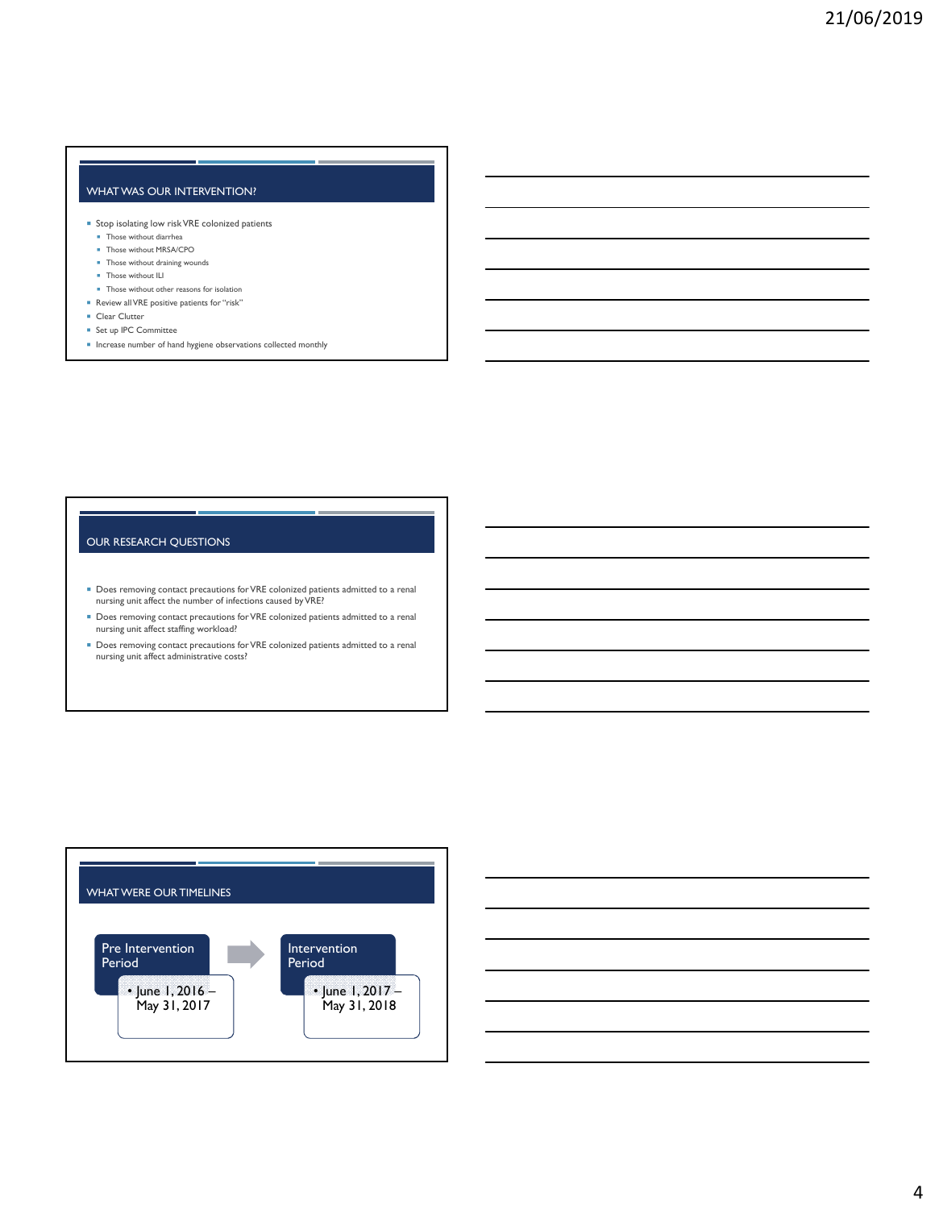## WHAT WAS OUR INTERVENTION?

- Stop isolating low risk VRE colonized patients
  - Those without diarrhea
  - Those without MRSA/CPO
  - Those without draining wounds
  - Those without ILI
  - Those without other reasons for isolation
- Review all VRE positive patients for "risk"
- Clear Clutter
- Set up IPC Committee
- Increase number of hand hygiene observations collected monthly

## OUR RESEARCH QUESTIONS

- Does removing contact precautions for VRE colonized patients admitted to a renal nursing unit affect the number of infections caused by VRE?
- Does removing contact precautions for VRE colonized patients admitted to a renal nursing unit affect staffing workload?
- Does removing contact precautions for VRE colonized patients admitted to a renal nursing unit affect administrative costs?

## WHAT WERE OUR TIMELINES

**Pre Intervention Period**
- June 1, 2016 – May 31, 2017

→

**Intervention Period**
- June 1, 2017 – May 31, 2018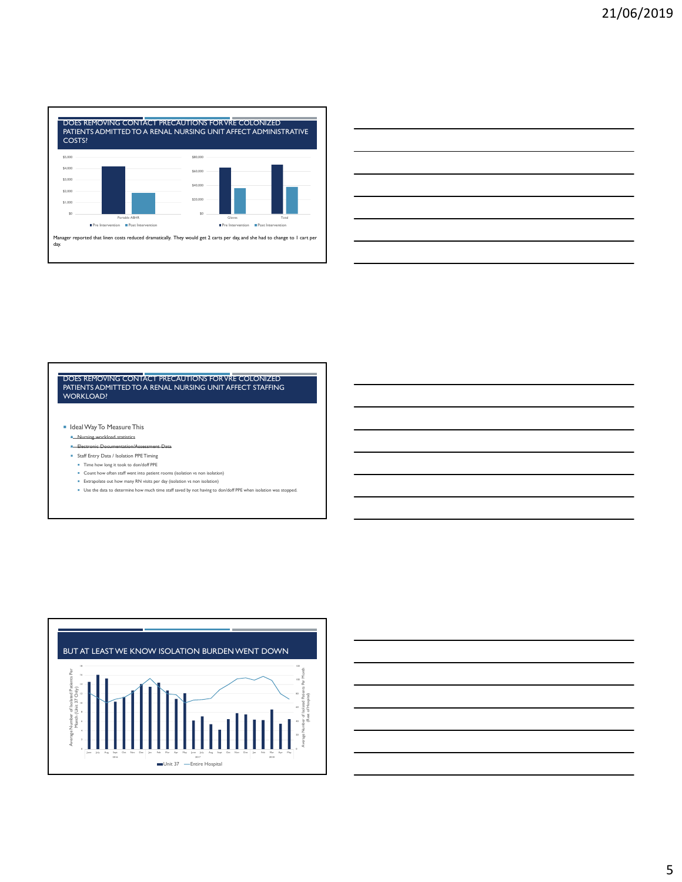## DOES REMOVING CONTACT PRECAUTIONS FOR VRE COLONIZED PATIENTS ADMITTED TO A RENAL NURSING UNIT AFFECT ADMINISTRATIVE COSTS?

$5,000
$4,000
$3,000
$2,000
$1,000
$0

Portable ABHR

■ Pre Intervention ■ Post Intervention

$80,000
$60,000
$40,000
$20,000
$0

Gloves Total

■ Pre Intervention ■ Post Intervention

Manager reported that linen costs reduced dramatically. They would get 2 carts per day, and she had to change to 1 cart per day.

## DOES REMOVING CONTACT PRECAUTIONS FOR VRE COLONIZED PATIENTS ADMITTED TO A RENAL NURSING UNIT AFFECT STAFFING WORKLOAD?

- Ideal Way To Measure This
  - ~~Nursing workload statistics~~
  - ~~Electronic Documentation/Assessment Data~~
  - Staff Entry Data / Isolation PPE Timing
    - Time how long it took to don/doff PPE
    - Count how often staff went into patient rooms (isolation vs non isolation)
    - Extrapolate out how many RN visits per day (isolation vs non isolation)
    - Use the data to determine how much time staff saved by not having to don/doff PPE when isolation was stopped.

## BUT AT LEAST WE KNOW ISOLATION BURDEN WENT DOWN

Average Number of Isolated Patients Per Month (Unit 37 Only)

Average Number of Isolated Patients Per Month (Rest of Hospital)

June July Aug Sept Oct Nov Dec Jan Feb Mar Apr May June July Aug Sept Oct Nov Dec Jan Feb Mar Apr May

2016 2017 2018

■ Unit 37 — Entire Hospital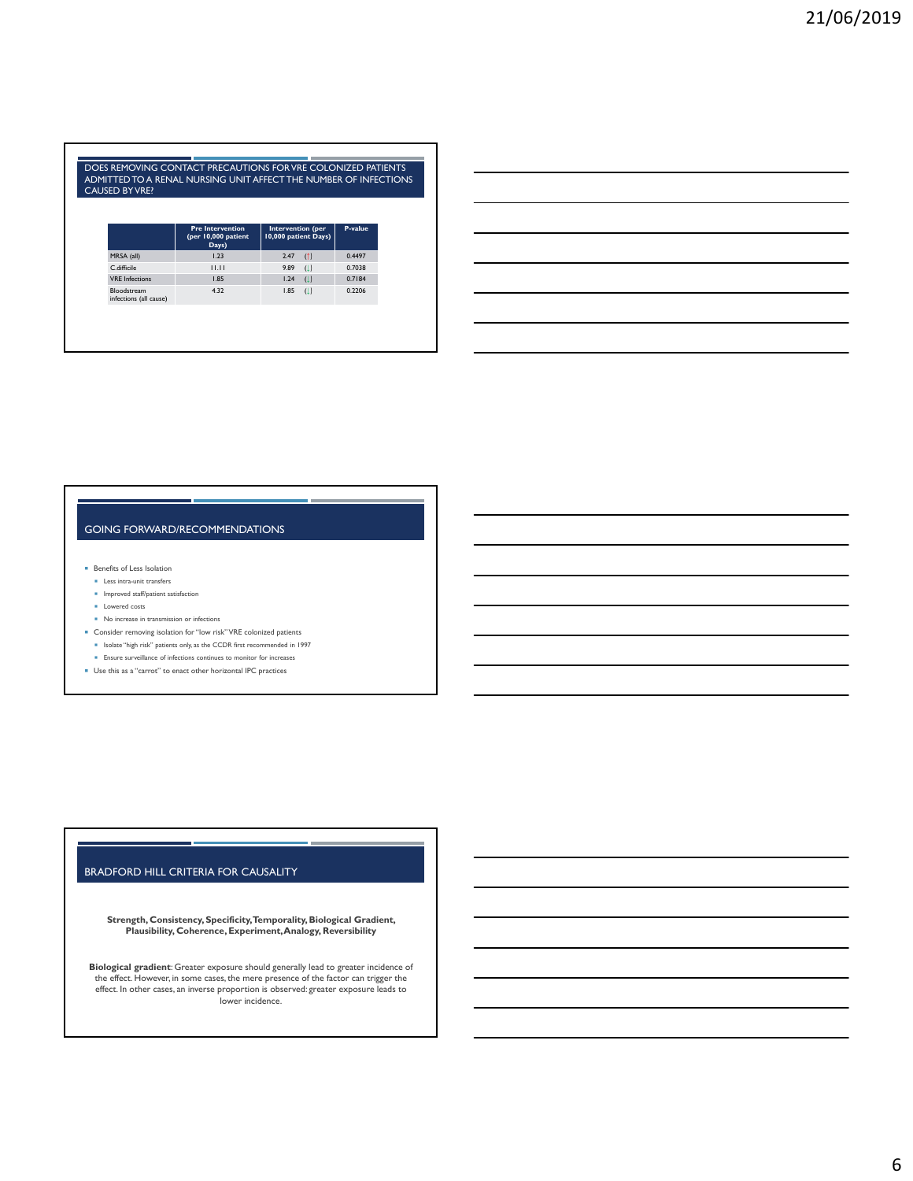## DOES REMOVING CONTACT PRECAUTIONS FOR VRE COLONIZED PATIENTS ADMITTED TO A RENAL NURSING UNIT AFFECT THE NUMBER OF INFECTIONS CAUSED BY VRE?

| | Pre Intervention (per 10,000 patient Days) | Intervention (per 10,000 patient Days) | P-value |
|---|---|---|---|
| MRSA (all) | 1.23 | 2.47 (↑) | 0.4497 |
| C.difficile | 11.11 | 9.89 (↓) | 0.7038 |
| VRE Infections | 1.85 | 1.24 (↓) | 0.7184 |
| Bloodstream infections (all cause) | 4.32 | 1.85 (↓) | 0.2206 |

## GOING FORWARD/RECOMMENDATIONS

- Benefits of Less Isolation
  - Less intra-unit transfers
  - Improved staff/patient satisfaction
  - Lowered costs
  - No increase in transmission or infections
- Consider removing isolation for "low risk" VRE colonized patients
  - Isolate "high risk" patients only, as the CCDR first recommended in 1997
  - Ensure surveillance of infections continues to monitor for increases
- Use this as a "carrot" to enact other horizontal IPC practices

## BRADFORD HILL CRITERIA FOR CAUSALITY

**Strength, Consistency, Specificity, Temporality, Biological Gradient, Plausibility, Coherence, Experiment, Analogy, Reversibility**

**Biological gradient**: Greater exposure should generally lead to greater incidence of the effect. However, in some cases, the mere presence of the factor can trigger the effect. In other cases, an inverse proportion is observed: greater exposure leads to lower incidence.